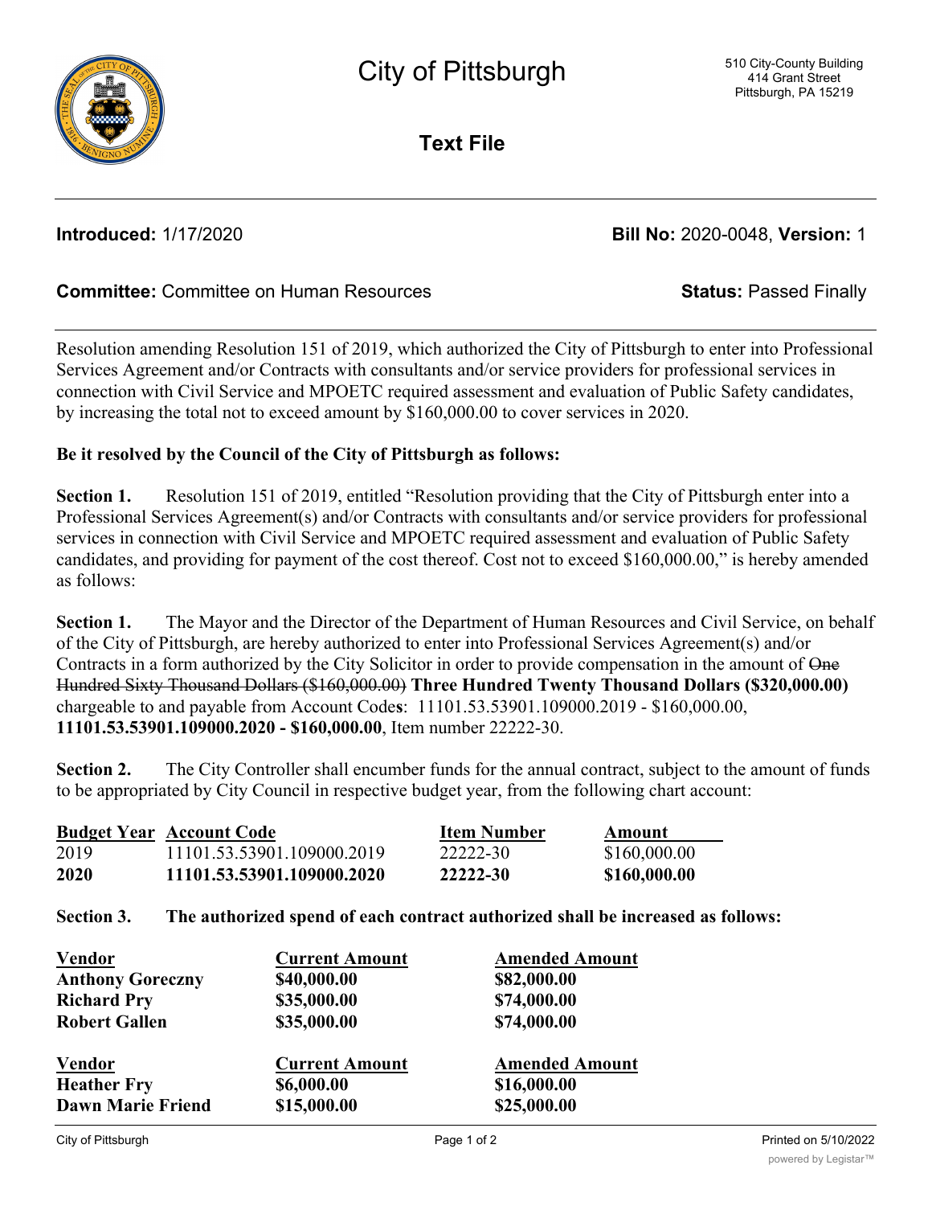# City of Pittsburgh

510 City-County Building
414 Grant Street
Pittsburgh, PA 15219

## Text File

**Introduced:** 1/17/2020 **Bill No:** 2020-0048, **Version:** 1

**Committee:** Committee on Human Resources **Status:** Passed Finally

Resolution amending Resolution 151 of 2019, which authorized the City of Pittsburgh to enter into Professional Services Agreement and/or Contracts with consultants and/or service providers for professional services in connection with Civil Service and MPOETC required assessment and evaluation of Public Safety candidates, by increasing the total not to exceed amount by $160,000.00 to cover services in 2020.

**Be it resolved by the Council of the City of Pittsburgh as follows:**

**Section 1.** Resolution 151 of 2019, entitled "Resolution providing that the City of Pittsburgh enter into a Professional Services Agreement(s) and/or Contracts with consultants and/or service providers for professional services in connection with Civil Service and MPOETC required assessment and evaluation of Public Safety candidates, and providing for payment of the cost thereof. Cost not to exceed $160,000.00," is hereby amended as follows:

**Section 1.** The Mayor and the Director of the Department of Human Resources and Civil Service, on behalf of the City of Pittsburgh, are hereby authorized to enter into Professional Services Agreement(s) and/or Contracts in a form authorized by the City Solicitor in order to provide compensation in the amount of ~~One Hundred Sixty Thousand Dollars ($160,000.00)~~ **Three Hundred Twenty Thousand Dollars ($320,000.00)** chargeable to and payable from Account Code**s**: 11101.53.53901.109000.2019 - $160,000.00, **11101.53.53901.109000.2020 - $160,000.00**, Item number 22222-30.

**Section 2.** The City Controller shall encumber funds for the annual contract, subject to the amount of funds to be appropriated by City Council in respective budget year, from the following chart account:

| Budget Year | Account Code | Item Number | Amount |
|---|---|---|---|
| 2019 | 11101.53.53901.109000.2019 | 22222-30 | $160,000.00 |
| **2020** | **11101.53.53901.109000.2020** | **22222-30** | **$160,000.00** |

**Section 3. The authorized spend of each contract authorized shall be increased as follows:**

| Vendor | Current Amount | Amended Amount |
|---|---|---|
| **Anthony Goreczny** | **$40,000.00** | **$82,000.00** |
| **Richard Pry** | **$35,000.00** | **$74,000.00** |
| **Robert Gallen** | **$35,000.00** | **$74,000.00** |

| Vendor | Current Amount | Amended Amount |
|---|---|---|
| **Heather Fry** | **$6,000.00** | **$16,000.00** |
| **Dawn Marie Friend** | **$15,000.00** | **$25,000.00** |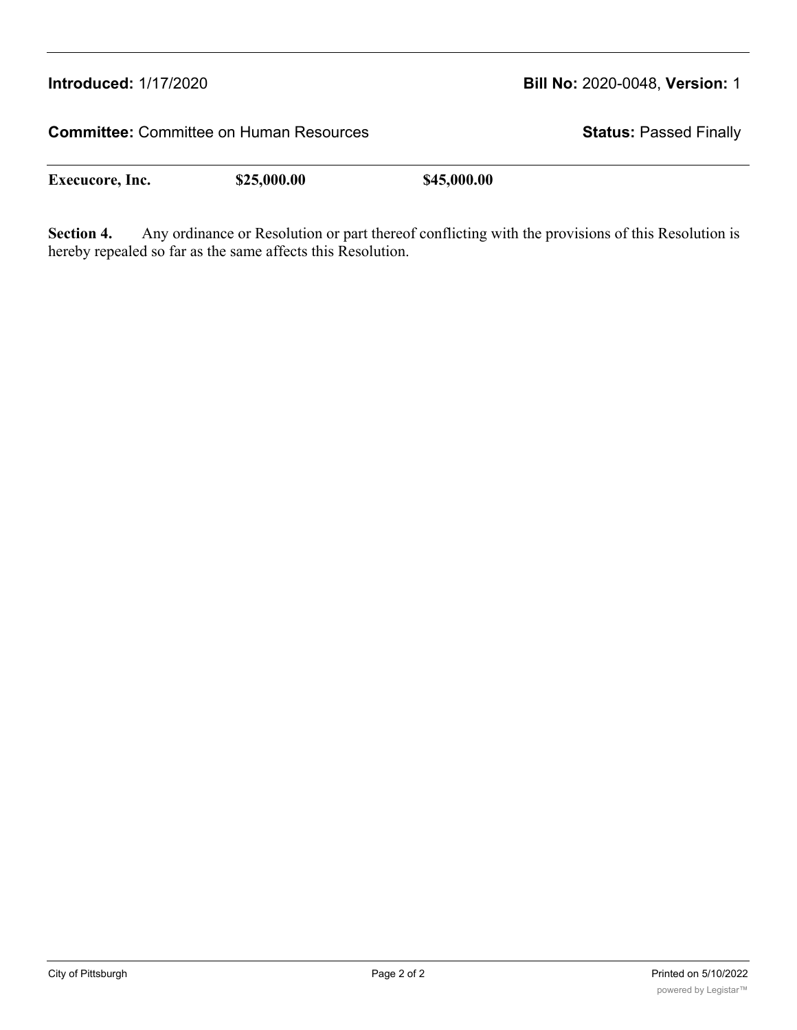| | | |
|---|---|---|
| **Execucore, Inc.** | **$25,000.00** | **$45,000.00** |

**Section 4.** Any ordinance or Resolution or part thereof conflicting with the provisions of this Resolution is hereby repealed so far as the same affects this Resolution.